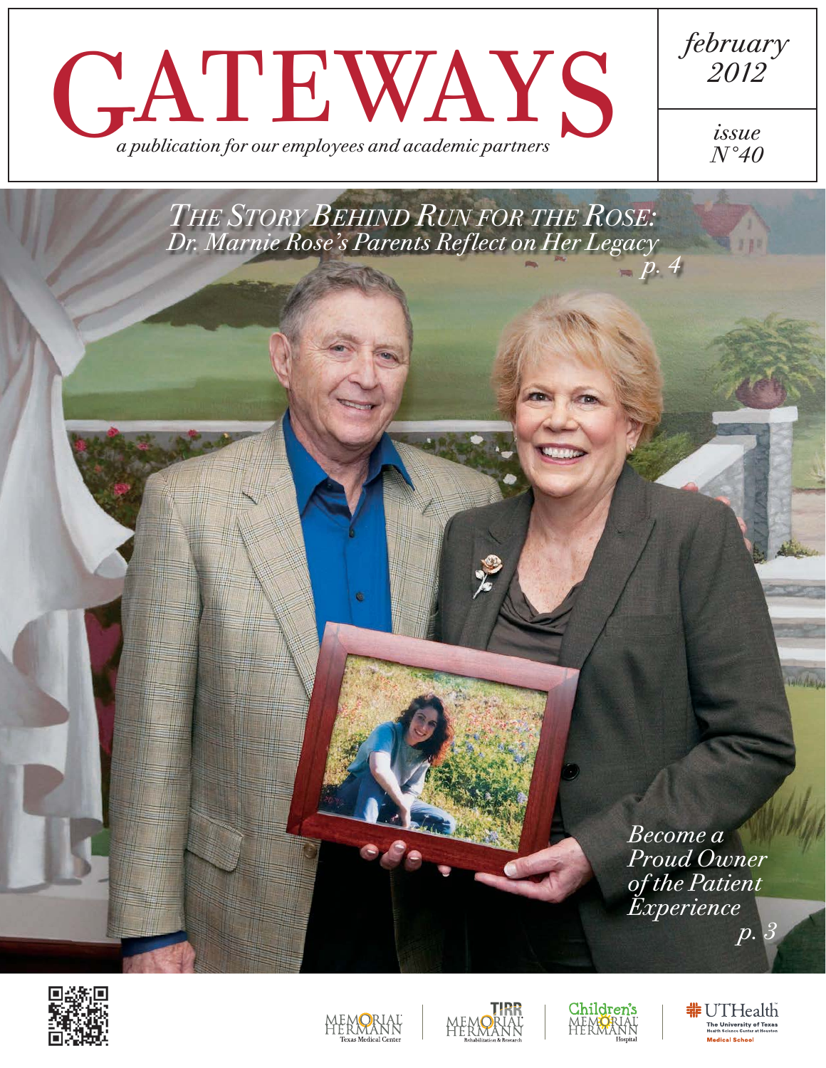# GATEWAYS

*a publication for our employees and academic partners*

*february 2012*

*issue N°40*

## *The Story Behind Run for the Rose: Dr. Marnie Rose's Parents Reflect on Her Legacy*

*p. 4*

*Become a Proud Owner of the Patient Experience*

*p. 3*

Memorial Hermann Texas Medical Center | TIRR Memorial Hermann Rehabilitation & Research | Children's Memorial Hermann Hospital | UTHealth The University of Texas Health Science Center at Houston Medical School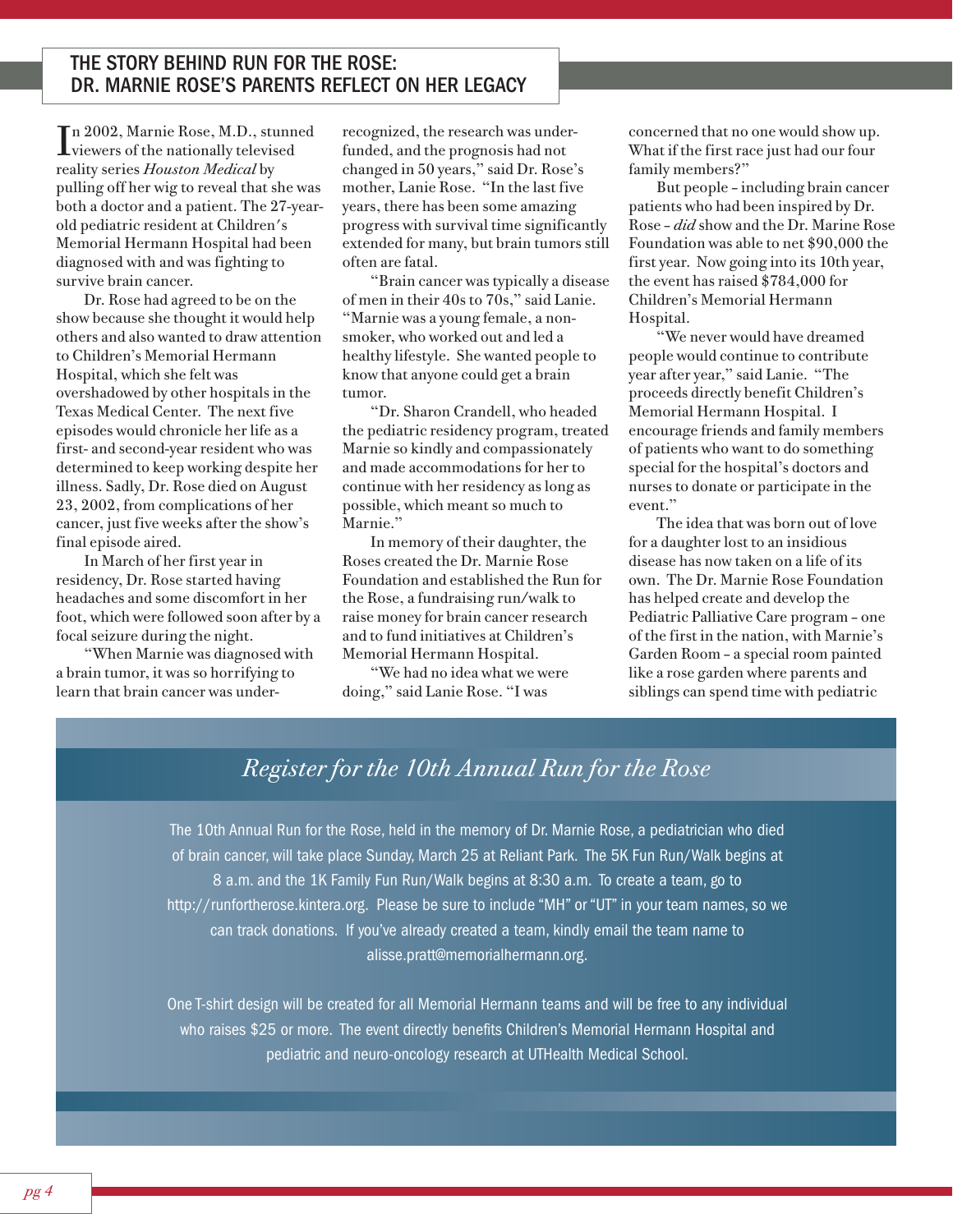## THE STORY BEHIND RUN FOR THE ROSE: DR. MARNIE ROSE'S PARENTS REFLECT ON HER LEGACY

In 2002, Marnie Rose, M.D., stunned viewers of the nationally televised reality series *Houston Medical* by pulling off her wig to reveal that she was both a doctor and a patient. The 27-year-old pediatric resident at Children's Memorial Hermann Hospital had been diagnosed with and was fighting to survive brain cancer.

Dr. Rose had agreed to be on the show because she thought it would help others and also wanted to draw attention to Children's Memorial Hermann Hospital, which she felt was overshadowed by other hospitals in the Texas Medical Center. The next five episodes would chronicle her life as a first- and second-year resident who was determined to keep working despite her illness. Sadly, Dr. Rose died on August 23, 2002, from complications of her cancer, just five weeks after the show's final episode aired.

In March of her first year in residency, Dr. Rose started having headaches and some discomfort in her foot, which were followed soon after by a focal seizure during the night.

"When Marnie was diagnosed with a brain tumor, it was so horrifying to learn that brain cancer was under-recognized, the research was under-funded, and the prognosis had not changed in 50 years," said Dr. Rose's mother, Lanie Rose. "In the last five years, there has been some amazing progress with survival time significantly extended for many, but brain tumors still often are fatal.

"Brain cancer was typically a disease of men in their 40s to 70s," said Lanie. "Marnie was a young female, a non-smoker, who worked out and led a healthy lifestyle. She wanted people to know that anyone could get a brain tumor.

"Dr. Sharon Crandell, who headed the pediatric residency program, treated Marnie so kindly and compassionately and made accommodations for her to continue with her residency as long as possible, which meant so much to Marnie."

In memory of their daughter, the Roses created the Dr. Marnie Rose Foundation and established the Run for the Rose, a fundraising run/walk to raise money for brain cancer research and to fund initiatives at Children's Memorial Hermann Hospital.

"We had no idea what we were doing," said Lanie Rose. "I was concerned that no one would show up. What if the first race just had our four family members?"

But people – including brain cancer patients who had been inspired by Dr. Rose – *did* show and the Dr. Marine Rose Foundation was able to net $90,000 the first year. Now going into its 10th year, the event has raised $784,000 for Children's Memorial Hermann Hospital.

"We never would have dreamed people would continue to contribute year after year," said Lanie. "The proceeds directly benefit Children's Memorial Hermann Hospital. I encourage friends and family members of patients who want to do something special for the hospital's doctors and nurses to donate or participate in the event."

The idea that was born out of love for a daughter lost to an insidious disease has now taken on a life of its own. The Dr. Marnie Rose Foundation has helped create and develop the Pediatric Palliative Care program – one of the first in the nation, with Marnie's Garden Room – a special room painted like a rose garden where parents and siblings can spend time with pediatric

### *Register for the 10th Annual Run for the Rose*

The 10th Annual Run for the Rose, held in the memory of Dr. Marnie Rose, a pediatrician who died of brain cancer, will take place Sunday, March 25 at Reliant Park. The 5K Fun Run/Walk begins at 8 a.m. and the 1K Family Fun Run/Walk begins at 8:30 a.m. To create a team, go to http://runfortherose.kintera.org. Please be sure to include "MH" or "UT" in your team names, so we can track donations. If you've already created a team, kindly email the team name to alisse.pratt@memorialhermann.org.

One T-shirt design will be created for all Memorial Hermann teams and will be free to any individual who raises $25 or more. The event directly benefits Children's Memorial Hermann Hospital and pediatric and neuro-oncology research at UTHealth Medical School.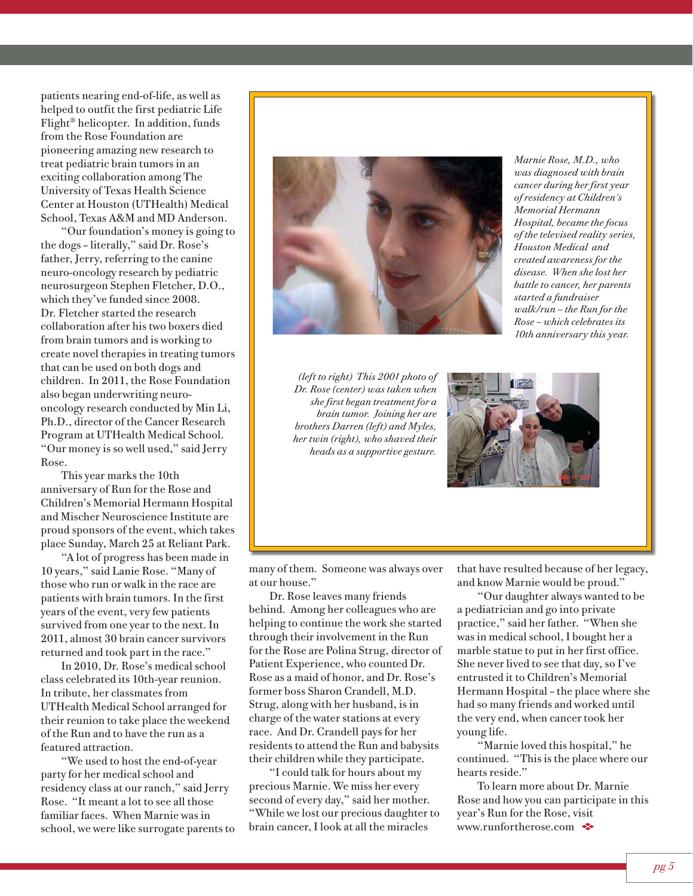patients nearing end-of-life, as well as helped to outfit the first pediatric Life Flight® helicopter. In addition, funds from the Rose Foundation are pioneering amazing new research to treat pediatric brain tumors in an exciting collaboration among The University of Texas Health Science Center at Houston (UTHealth) Medical School, Texas A&M and MD Anderson.

"Our foundation's money is going to the dogs – literally," said Dr. Rose's father, Jerry, referring to the canine neuro-oncology research by pediatric neurosurgeon Stephen Fletcher, D.O., which they've funded since 2008. Dr. Fletcher started the research collaboration after his two boxers died from brain tumors and is working to create novel therapies in treating tumors that can be used on both dogs and children. In 2011, the Rose Foundation also began underwriting neuro-oncology research conducted by Min Li, Ph.D., director of the Cancer Research Program at UTHealth Medical School. "Our money is so well used," said Jerry Rose.

This year marks the 10th anniversary of Run for the Rose and Children's Memorial Hermann Hospital and Mischer Neuroscience Institute are proud sponsors of the event, which takes place Sunday, March 25 at Reliant Park.

"A lot of progress has been made in 10 years," said Lanie Rose. "Many of those who run or walk in the race are patients with brain tumors. In the first years of the event, very few patients survived from one year to the next. In 2011, almost 30 brain cancer survivors returned and took part in the race."

In 2010, Dr. Rose's medical school class celebrated its 10th-year reunion. In tribute, her classmates from UTHealth Medical School arranged for their reunion to take place the weekend of the Run and to have the run as a featured attraction.

"We used to host the end-of-year party for her medical school and residency class at our ranch," said Jerry Rose. "It meant a lot to see all those familiar faces. When Marnie was in school, we were like surrogate parents to many of them. Someone was always over at our house."

*Marnie Rose, M.D., who was diagnosed with brain cancer during her first year of residency at Children's Memorial Hermann Hospital, became the focus of the televised reality series, Houston Medical and created awareness for the disease. When she lost her battle to cancer, her parents started a fundraiser walk/run – the Run for the Rose – which celebrates its 10th anniversary this year.*

*(left to right) This 2001 photo of Dr. Rose (center) was taken when she first began treatment for a brain tumor. Joining her are brothers Darren (left) and Myles, her twin (right), who shaved their heads as a supportive gesture.*

Dr. Rose leaves many friends behind. Among her colleagues who are helping to continue the work she started through their involvement in the Run for the Rose are Polina Strug, director of Patient Experience, who counted Dr. Rose as a maid of honor, and Dr. Rose's former boss Sharon Crandell, M.D. Strug, along with her husband, is in charge of the water stations at every race. And Dr. Crandell pays for her residents to attend the Run and babysits their children while they participate.

"I could talk for hours about my precious Marnie. We miss her every second of every day," said her mother. "While we lost our precious daughter to brain cancer, I look at all the miracles that have resulted because of her legacy, and know Marnie would be proud."

"Our daughter always wanted to be a pediatrician and go into private practice," said her father. "When she was in medical school, I bought her a marble statue to put in her first office. She never lived to see that day, so I've entrusted it to Children's Memorial Hermann Hospital – the place where she had so many friends and worked until the very end, when cancer took her young life.

"Marnie loved this hospital," he continued. "This is the place where our hearts reside."

To learn more about Dr. Marnie Rose and how you can participate in this year's Run for the Rose, visit www.runfortherose.com